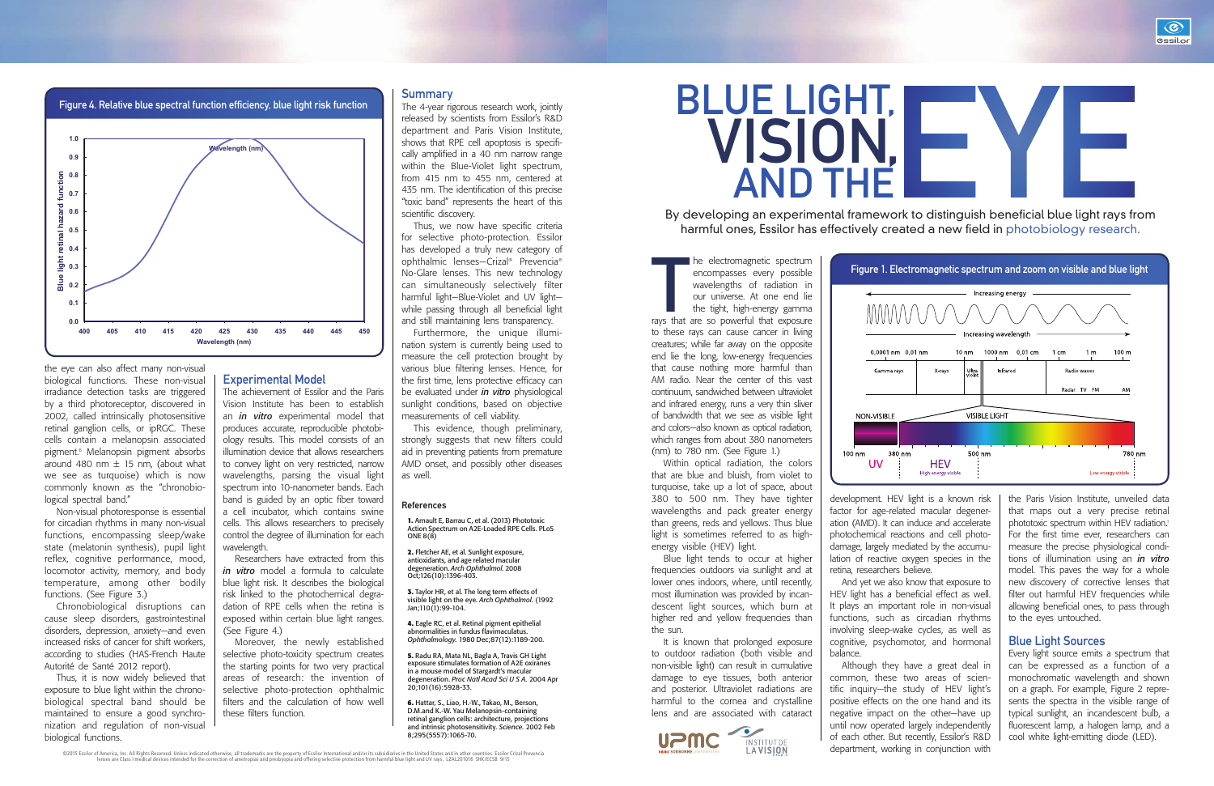# BLUE LIGHT, VISION, AND THE EYE

By developing an experimental framework to distinguish beneficial blue light rays from harmful ones, Essilor has effectively created a new field in photobiology research.

The electromagnetic spectrum encompasses every possible wavelengths of radiation in our universe. At one end lie the tight, high-energy gamma rays that are so powerful that exposure to these rays can cause cancer in living creatures; while far away on the opposite end lie the long, low-energy frequencies that cause nothing more harmful than AM radio. Near the center of this vast continuum, sandwiched between ultraviolet and infrared energy, runs a very thin sliver of bandwidth that we see as visible light and colors—also known as optical radiation, which ranges from about 380 nanometers (nm) to 780 nm. (See Figure 1.)

Within optical radiation, the colors that are blue and bluish, from violet to turquoise, take up a lot of space, about 380 to 500 nm. They have tighter wavelengths and pack greater energy than greens, reds and yellows. Thus blue light is sometimes referred to as high-energy visible (HEV) light.

Blue light tends to occur at higher frequencies outdoors via sunlight and at lower ones indoors, where, until recently, most illumination was provided by incandescent light sources, which burn at higher red and yellow frequencies than the sun.

It is known that prolonged exposure to outdoor radiation (both visible and non-visible light) can result in cumulative damage to eye tissues, both anterior and posterior. Ultraviolet radiations are harmful to the cornea and crystalline lens and are associated with cataract development. HEV light is a known risk factor for age-related macular degeneration (AMD). It can induce and accelerate photochemical reactions and cell photodamage, largely mediated by the accumulation of reactive oxygen species in the retina, researchers believe.

And yet we also know that exposure to HEV light has a beneficial effect as well. It plays an important role in non-visual functions, such as circadian rhythms involving sleep-wake cycles, as well as cognitive, psychomotor, and hormonal balance.

Although they have a great deal in common, these two areas of scientific inquiry—the study of HEV light's positive effects on the one hand and its negative impact on the other—have up until now operated largely independently of each other. But recently, Essilor's R&D department, working in conjunction with the Paris Vision Institute, unveiled data that maps out a very precise retinal phototoxic spectrum within HEV radiation.[1] For the first time ever, researchers can measure the precise physiological conditions of illumination using an *in vitro* model. This paves the way for a whole new discovery of corrective lenses that filter out harmful HEV frequencies while allowing beneficial ones, to pass through to the eyes untouched.

Figure 1. Electromagnetic spectrum and zoom on visible and blue light

## Blue Light Sources

Every light source emits a spectrum that can be expressed as a function of a monochromatic wavelength and shown on a graph. For example, Figure 2 represents the spectra in the visible range of typical sunlight, an incandescent bulb, a fluorescent lamp, a halogen lamp, and a cool white light-emitting diode (LED).

Figure 4. Relative blue spectral function efficiency, blue light risk function

the eye can also affect many non-visual biological functions. These non-visual irradiance detection tasks are triggered by a third photoreceptor, discovered in 2002, called intrinsically photosensitive retinal ganglion cells, or ipRGC. These cells contain a melanopsin associated pigment.[6] Melanopsin pigment absorbs around 480 nm ± 15 nm, (about what we see as turquoise) which is now commonly known as the "chronobiological spectral band."

Non-visual photoresponse is essential for circadian rhythms in many non-visual functions, encompassing sleep/wake state (melatonin synthesis), pupil light reflex, cognitive performance, mood, locomotor activity, memory, and body temperature, among other bodily functions. (See Figure 3.)

Chronobiological disruptions can cause sleep disorders, gastrointestinal disorders, depression, anxiety—and even increased risks of cancer for shift workers, according to studies (HAS-French Haute Autorité de Santé 2012 report).

Thus, it is now widely believed that exposure to blue light within the chronobiological spectral band should be maintained to ensure a good synchronization and regulation of non-visual biological functions.

## Experimental Model

The achievement of Essilor and the Paris Vision Institute has been to establish an *in vitro* experimental model that produces accurate, reproducible photobiology results. This model consists of an illumination device that allows researchers to convey light on very restricted, narrow wavelengths, parsing the visual light spectrum into 10-nanometer bands. Each band is guided by an optic fiber toward a cell incubator, which contains swine cells. This allows researchers to precisely control the degree of illumination for each wavelength.

Researchers have extracted from this *in vitro* model a formula to calculate blue light risk. It describes the biological risk linked to the photochemical degradation of RPE cells when the retina is exposed within certain blue light ranges. (See Figure 4.)

Moreover, the newly established selective photo-toxicity spectrum creates the starting points for two very practical areas of research: the invention of selective photo-protection ophthalmic filters and the calculation of how well these filters function.

## Summary

The 4-year rigorous research work, jointly released by scientists from Essilor's R&D department and Paris Vision Institute, shows that RPE cell apoptosis is specifically amplified in a 40 nm narrow range within the Blue-Violet light spectrum, from 415 nm to 455 nm, centered at 435 nm. The identification of this precise "toxic band" represents the heart of this scientific discovery.

Thus, we now have specific criteria for selective photo-protection. Essilor has developed a truly new category of ophthalmic lenses—Crizal® Prevencia® No-Glare lenses. This new technology can simultaneously selectively filter harmful light—Blue-Violet and UV light—while passing through all beneficial light and still maintaining lens transparency.

Furthermore, the unique illumination system is currently being used to measure the cell protection brought by various blue filtering lenses. Hence, for the first time, lens protective efficacy can be evaluated under *in vitro* physiological sunlight conditions, based on objective measurements of cell viability.

This evidence, though preliminary, strongly suggests that new filters could aid in preventing patients from premature AMD onset, and possibly other diseases as well.

### References

1. Arnault E, Barrau C, et al. (2013) Phototoxic Action Spectrum on A2E-Loaded RPE Cells. PLoS ONE 8(8)
2. Fletcher AE, et al. Sunlight exposure, antioxidants, and age related macular degeneration. *Arch Ophthalmol.* 2008 Oct;126(10):1396-403.
3. Taylor HR, et al. The long term effects of visible light on the eye. *Arch Ophthalmol.* (1992 Jan;110(1):99-104.
4. Eagle RC, et al. Retinal pigment epithelial abnormalities in fundus flavimaculatus. *Ophthalmology.* 1980 Dec;87(12):1189-200.
5. Radu RA, Mata NL, Bagla A, Travis GH Light exposure stimulates formation of A2E oxiranes in a mouse model of Stargardt's macular degeneration. *Proc Natl Acad Sci U S A.* 2004 Apr 20;101(16):5928-33.
6. Hattar, S., Liao, H.-W., Takao, M., Berson, D.M.and K.-W. Yau Melanopsin-containing retinal ganglion cells: architecture, projections and intrinsic photosensitivity. *Science.* 2002 Feb 8;295(5557):1065-70.

©2015 Essilor of America, Inc. All Rights Reserved. Unless indicated otherwise, all trademarks are the property of Essilor International and/or its subsidiaries in the United States and in other countries. Essilor Crizal Prevencia lenses are Class I medical devices intended for the correction of ametropias and presbyopia and offering selective protection from harmful blue light and UV rays. LZAL201016 SHK/ECSB 9/15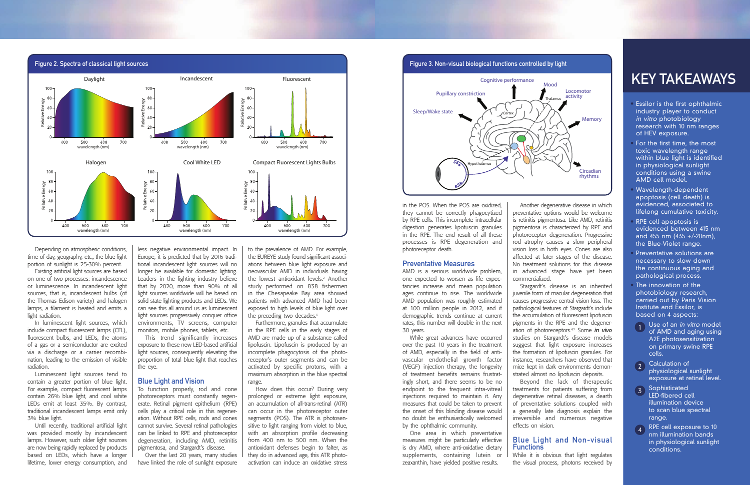## Figure 2. Spectra of classical light sources

Daylight

Incandescent

Fluorescent

Halogen

Cool White LED

Compact Fluorescent Lights Bulbs

Relative Energy

wavelength (nm)

Depending on atmospheric conditions, time of day, geography, etc., the blue light portion of sunlight is 25-30% percent.

Existing artificial light sources are based on one of two processes: incandescence or luminescence. In incandescent light sources, that is, incandescent bulbs (of the Thomas Edison variety) and halogen lamps, a filament is heated and emits a light radiation.

In luminescent light sources, which include compact fluorescent lamps (CFL), fluorescent bulbs, and LEDs, the atoms of a gas or a semiconductor are excited via a discharge or a carrier recombination, leading to the emission of visible radiation.

Luminescent light sources tend to contain a greater portion of blue light. For example, compact fluorescent lamps contain 26% blue light, and cool white LEDs emit at least 35%. By contrast, traditional incandescent lamps emit only 3% blue light.

Until recently, traditional artificial light was provided mostly by incandescent lamps. However, such older light sources are now being rapidly replaced by products based on LEDs, which have a longer lifetime, lower energy consumption, and less negative environmental impact. In Europe, it is predicted that by 2016 traditional incandescent light sources will no longer be available for domestic lighting. Leaders in the lighting industry believe that by 2020, more than 90% of all light sources worldwide will be based on solid state lighting products and LEDs. We can see this all around us as luminescent light sources progressively conquer office environments, TV screens, computer monitors, mobile phones, tablets, etc.

This trend significantly increases exposure to these new LED-based artificial light sources, consequently elevating the proportion of total blue light that reaches the eye.

## Blue Light and Vision

To function properly, rod and cone photoreceptors must constantly regenerate. Retinal pigment epithelium (RPE) cells play a critical role in this regeneration. Without RPE cells, rods and cones cannot survive. Several retinal pathologies can be linked to RPE and photoreceptor degeneration, including AMD, retinitis pigmentosa, and Stargardt's disease.

Over the last 20 years, many studies have linked the role of sunlight exposure to the prevalence of AMD. For example, the EUREYE study found significant associations between blue light exposure and neovascular AMD in individuals having the lowest antioxidant levels.[2] Another study performed on 838 fishermen in the Chesapeake Bay area showed patients with advanced AMD had been exposed to high levels of blue light over the preceding two decades.[3]

Furthermore, granules that accumulate in the RPE cells in the early stages of AMD are made up of a substance called lipofuscin. Lipofuscin is produced by an incomplete phagocytosis of the photoreceptor's outer segments and can be activated by specific protons, with a maximum absorption in the blue spectral range.

How does this occur? During very prolonged or extreme light exposure, an accumulation of all-trans-retinal (ATR) can occur in the photoreceptor outer segments (POS). The ATR is photosensitive to light ranging from violet to blue, with an absorption profile decreasing from 400 nm to 500 nm. When the antioxidant defenses begin to falter, as they do in advanced age, this ATR photoactivation can induce an oxidative stress in the POS. When the POS are oxidized, they cannot be correctly phagocytized by RPE cells. This incomplete intracellular digestion generates lipofuscin granules in the RPE. The end result of all these processes is RPE degeneration and photoreceptor death.

## Figure 3. Non-visual biological functions controlled by light

Cognitive performance

Mood

Pupillary constriction

Thalamus

Locomotor activity

Sleep/Wake state

Cortex

Memory

Hypothalamus

Circadian rhythms

## Preventative Measures

AMD is a serious worldwide problem, one expected to worsen as life expectancies increase and mean population ages continue to rise. The worldwide AMD population was roughly estimated at 100 million people in 2012, and if demographic trends continue at current rates, this number will double in the next 30 years.

While great advances have occurred over the past 10 years in the treatment of AMD, especially in the field of anti-vascular endothelial growth factor (VEGF) injection therapy, the longevity of treatment benefits remains frustratingly short, and there seems to be no endpoint to the frequent intra-vitreal injections required to maintain it. Any measures that could be taken to prevent the onset of this blinding disease would no doubt be enthusiastically welcomed by the ophthalmic community.

One area in which preventative measures might be particularly effective is dry AMD, where anti-oxidative dietary supplements, containing lutein or zeaxanthin, have yielded positive results.

Another degenerative disease in which preventative options would be welcome is retinitis pigmentosa. Like AMD, retinitis pigmentosa is characterized by RPE and photoreceptor degeneration. Progressive rod atrophy causes a slow peripheral vision loss in both eyes. Cones are also affected at later stages of the disease. No treatment solutions for this disease in advanced stage have yet been commercialized.

Stargardt's disease is an inherited juvenile form of macular degeneration that causes progressive central vision loss. The pathological features of Stargardt's include the accumulation of fluorescent lipofuscin pigments in the RPE and the degeneration of photoreceptors.[4,5] Some ***in vivo*** studies on Stargardt's disease models suggest that light exposure increases the formation of lipofuscin granules. For instance, researchers have observed that mice kept in dark environments demonstrated almost no lipofuscin deposits.

Beyond the lack of therapeutic treatments for patients suffering from degenerative retinal diseases, a dearth of preventative solutions coupled with a generally late diagnosis explain the irreversible and numerous negative effects on vision.

## Blue Light and Non-visual Functions

While it is obvious that light regulates the visual process, photons received by

# KEY TAKEAWAYS

- Essilor is the first ophthalmic industry player to conduct *in vitro* photobiology research with 10 nm ranges of HEV exposure.
- For the first time, the most toxic wavelength range within blue light is identified in physiological sunlight conditions using a swine AMD cell model.
- Wavelength-dependent apoptosis (cell death) is evidenced, associated to lifelong cumulative toxicity.
- RPE cell apoptosis is evidenced between 415 nm and 455 nm (435 +/-20nm), the Blue-Violet range.
- Preventative solutions are necessary to slow down the continuous aging and pathological process.
- The innovation of the photobiology research, carried out by Paris Vision Institute and Essilor, is based on 4 aspects:
  1. Use of an *in vitro* model of AMD and aging using A2E photosensitization on primary swine RPE cells.
  2. Calculation of physiological sunlight exposure at retinal level.
  3. Sophisticated LED-fibered cell illumination device to scan blue spectral range.
  4. RPE cell exposure to 10 nm illumination bands in physiological sunlight conditions.